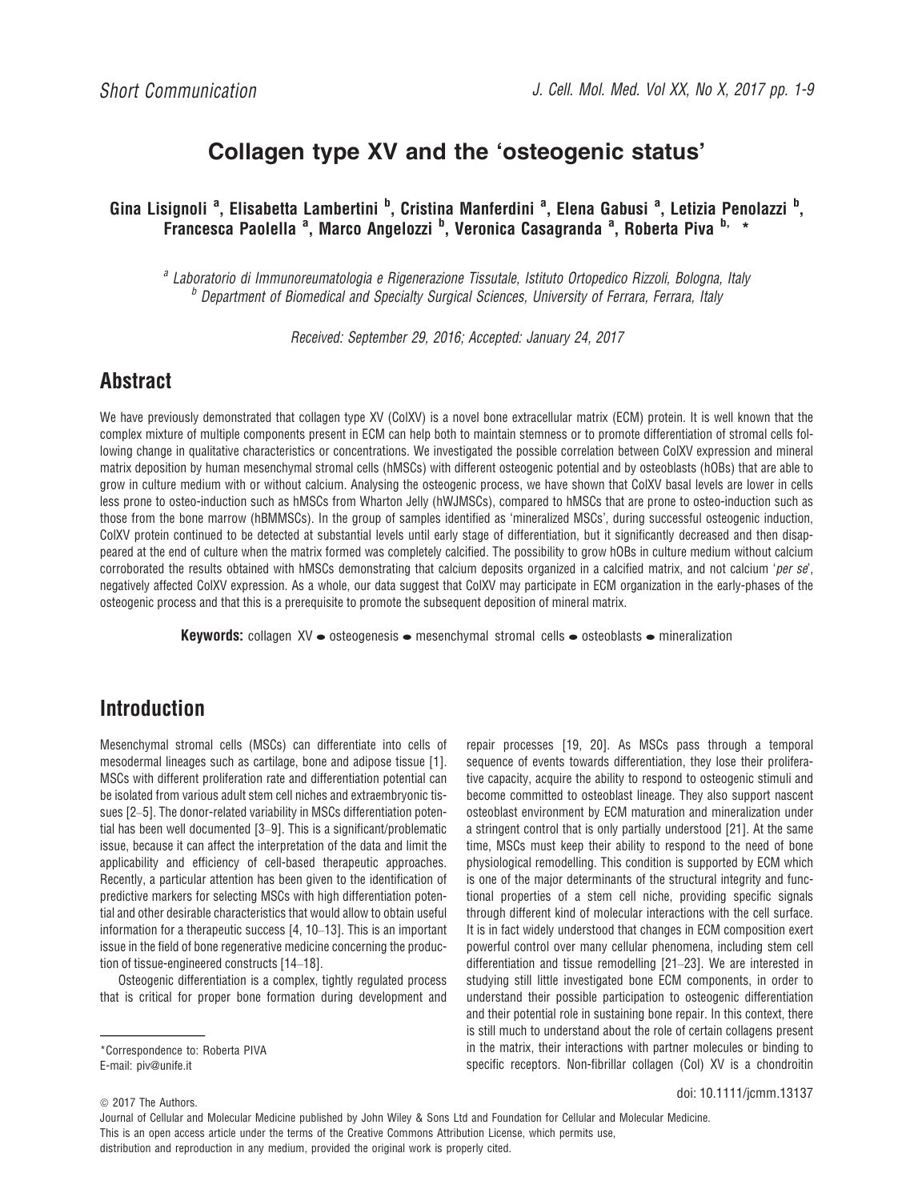Short Communication

# Collagen type XV and the 'osteogenic status'

**Gina Lisignoli [a], Elisabetta Lambertini [b], Cristina Manferdini [a], Elena Gabusi [a], Letizia Penolazzi [b], Francesca Paolella [a], Marco Angelozzi [b], Veronica Casagranda [a], Roberta Piva [b], ***

[a] Laboratorio di Immunoreumatologia e Rigenerazione Tissutale, Istituto Ortopedico Rizzoli, Bologna, Italy
[b] Department of Biomedical and Specialty Surgical Sciences, University of Ferrara, Ferrara, Italy

*Received: September 29, 2016; Accepted: January 24, 2017*

## Abstract

We have previously demonstrated that collagen type XV (ColXV) is a novel bone extracellular matrix (ECM) protein. It is well known that the complex mixture of multiple components present in ECM can help both to maintain stemness or to promote differentiation of stromal cells following change in qualitative characteristics or concentrations. We investigated the possible correlation between ColXV expression and mineral matrix deposition by human mesenchymal stromal cells (hMSCs) with different osteogenic potential and by osteoblasts (hOBs) that are able to grow in culture medium with or without calcium. Analysing the osteogenic process, we have shown that ColXV basal levels are lower in cells less prone to osteo-induction such as hMSCs from Wharton Jelly (hWJMSCs), compared to hMSCs that are prone to osteo-induction such as those from the bone marrow (hBMMSCs). In the group of samples identified as 'mineralized MSCs', during successful osteogenic induction, ColXV protein continued to be detected at substantial levels until early stage of differentiation, but it significantly decreased and then disappeared at the end of culture when the matrix formed was completely calcified. The possibility to grow hOBs in culture medium without calcium corroborated the results obtained with hMSCs demonstrating that calcium deposits organized in a calcified matrix, and not calcium '*per se*', negatively affected ColXV expression. As a whole, our data suggest that ColXV may participate in ECM organization in the early-phases of the osteogenic process and that this is a prerequisite to promote the subsequent deposition of mineral matrix.

**Keywords:** collagen XV • osteogenesis • mesenchymal stromal cells • osteoblasts • mineralization

## Introduction

Mesenchymal stromal cells (MSCs) can differentiate into cells of mesodermal lineages such as cartilage, bone and adipose tissue [1]. MSCs with different proliferation rate and differentiation potential can be isolated from various adult stem cell niches and extraembryonic tissues [2–5]. The donor-related variability in MSCs differentiation potential has been well documented [3–9]. This is a significant/problematic issue, because it can affect the interpretation of the data and limit the applicability and efficiency of cell-based therapeutic approaches. Recently, a particular attention has been given to the identification of predictive markers for selecting MSCs with high differentiation potential and other desirable characteristics that would allow to obtain useful information for a therapeutic success [4, 10–13]. This is an important issue in the field of bone regenerative medicine concerning the production of tissue-engineered constructs [14–18].

Osteogenic differentiation is a complex, tightly regulated process that is critical for proper bone formation during development and repair processes [19, 20]. As MSCs pass through a temporal sequence of events towards differentiation, they lose their proliferative capacity, acquire the ability to respond to osteogenic stimuli and become committed to osteoblast lineage. They also support nascent osteoblast environment by ECM maturation and mineralization under a stringent control that is only partially understood [21]. At the same time, MSCs must keep their ability to respond to the need of bone physiological remodelling. This condition is supported by ECM which is one of the major determinants of the structural integrity and functional properties of a stem cell niche, providing specific signals through different kind of molecular interactions with the cell surface. It is in fact widely understood that changes in ECM composition exert powerful control over many cellular phenomena, including stem cell differentiation and tissue remodelling [21–23]. We are interested in studying still little investigated bone ECM components, in order to understand their possible participation to osteogenic differentiation and their potential role in sustaining bone repair. In this context, there is still much to understand about the role of certain collagens present in the matrix, their interactions with partner molecules or binding to specific receptors. Non-fibrillar collagen (Col) XV is a chondroitin

*Correspondence to: Roberta PIVA
E-mail: piv@unife.it

© 2017 The Authors.
Journal of Cellular and Molecular Medicine published by John Wiley & Sons Ltd and Foundation for Cellular and Molecular Medicine.
This is an open access article under the terms of the Creative Commons Attribution License, which permits use, distribution and reproduction in any medium, provided the original work is properly cited.

doi: 10.1111/jcmm.13137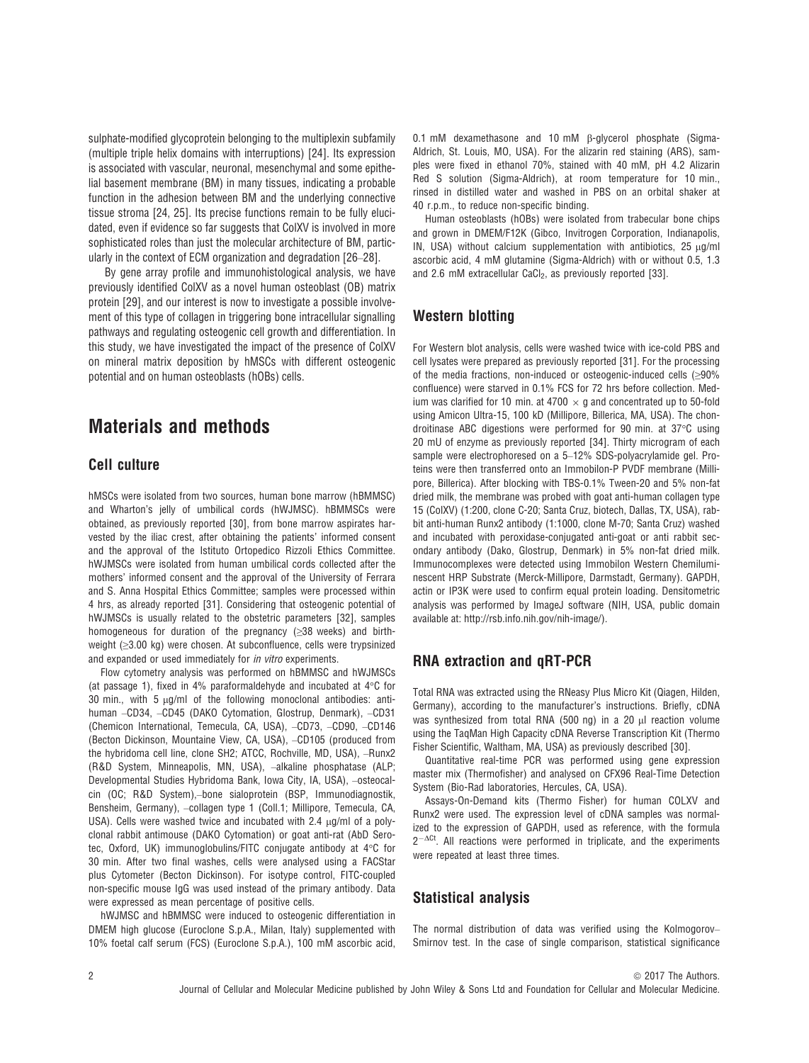sulphate-modified glycoprotein belonging to the multiplexin subfamily (multiple triple helix domains with interruptions) [24]. Its expression is associated with vascular, neuronal, mesenchymal and some epithelial basement membrane (BM) in many tissues, indicating a probable function in the adhesion between BM and the underlying connective tissue stroma [24, 25]. Its precise functions remain to be fully elucidated, even if evidence so far suggests that ColXV is involved in more sophisticated roles than just the molecular architecture of BM, particularly in the context of ECM organization and degradation [26–28].

By gene array profile and immunohistological analysis, we have previously identified ColXV as a novel human osteoblast (OB) matrix protein [29], and our interest is now to investigate a possible involvement of this type of collagen in triggering bone intracellular signalling pathways and regulating osteogenic cell growth and differentiation. In this study, we have investigated the impact of the presence of ColXV on mineral matrix deposition by hMSCs with different osteogenic potential and on human osteoblasts (hOBs) cells.

# Materials and methods

## Cell culture

hMSCs were isolated from two sources, human bone marrow (hBMMSC) and Wharton's jelly of umbilical cords (hWJMSC). hBMMSCs were obtained, as previously reported [30], from bone marrow aspirates harvested by the iliac crest, after obtaining the patients' informed consent and the approval of the Istituto Ortopedico Rizzoli Ethics Committee. hWJMSCs were isolated from human umbilical cords collected after the mothers' informed consent and the approval of the University of Ferrara and S. Anna Hospital Ethics Committee; samples were processed within 4 hrs, as already reported [31]. Considering that osteogenic potential of hWJMSCs is usually related to the obstetric parameters [32], samples homogeneous for duration of the pregnancy (≥38 weeks) and birthweight (≥3.00 kg) were chosen. At subconfluence, cells were trypsinized and expanded or used immediately for *in vitro* experiments.

Flow cytometry analysis was performed on hBMMSC and hWJMSCs (at passage 1), fixed in 4% paraformaldehyde and incubated at 4°C for 30 min., with 5 μg/ml of the following monoclonal antibodies: anti-human –CD34, –CD45 (DAKO Cytomation, Glostrup, Denmark), –CD31 (Chemicon International, Temecula, CA, USA), –CD73, –CD90, –CD146 (Becton Dickinson, Mountaine View, CA, USA), –CD105 (produced from the hybridoma cell line, clone SH2; ATCC, Rochville, MD, USA), –Runx2 (R&D System, Minneapolis, MN, USA), –alkaline phosphatase (ALP; Developmental Studies Hybridoma Bank, Iowa City, IA, USA), –osteocalcin (OC; R&D System),–bone sialoprotein (BSP, Immunodiagnostik, Bensheim, Germany), –collagen type 1 (Coll.1; Millipore, Temecula, CA, USA). Cells were washed twice and incubated with 2.4 μg/ml of a polyclonal rabbit antimouse (DAKO Cytomation) or goat anti-rat (AbD Serotec, Oxford, UK) immunoglobulins/FITC conjugate antibody at 4°C for 30 min. After two final washes, cells were analysed using a FACStar plus Cytometer (Becton Dickinson). For isotype control, FITC-coupled non-specific mouse IgG was used instead of the primary antibody. Data were expressed as mean percentage of positive cells.

hWJMSC and hBMMSC were induced to osteogenic differentiation in DMEM high glucose (Euroclone S.p.A., Milan, Italy) supplemented with 10% foetal calf serum (FCS) (Euroclone S.p.A.), 100 mM ascorbic acid, 0.1 mM dexamethasone and 10 mM β-glycerol phosphate (Sigma-Aldrich, St. Louis, MO, USA). For the alizarin red staining (ARS), samples were fixed in ethanol 70%, stained with 40 mM, pH 4.2 Alizarin Red S solution (Sigma-Aldrich), at room temperature for 10 min., rinsed in distilled water and washed in PBS on an orbital shaker at 40 r.p.m., to reduce non-specific binding.

Human osteoblasts (hOBs) were isolated from trabecular bone chips and grown in DMEM/F12K (Gibco, Invitrogen Corporation, Indianapolis, IN, USA) without calcium supplementation with antibiotics, 25 μg/ml ascorbic acid, 4 mM glutamine (Sigma-Aldrich) with or without 0.5, 1.3 and 2.6 mM extracellular $CaCl_2$, as previously reported [33].

## Western blotting

For Western blot analysis, cells were washed twice with ice-cold PBS and cell lysates were prepared as previously reported [31]. For the processing of the media fractions, non-induced or osteogenic-induced cells (≥90% confluence) were starved in 0.1% FCS for 72 hrs before collection. Medium was clarified for 10 min. at 4700 × g and concentrated up to 50-fold using Amicon Ultra-15, 100 kD (Millipore, Billerica, MA, USA). The chondroitinase ABC digestions were performed for 90 min. at 37°C using 20 mU of enzyme as previously reported [34]. Thirty microgram of each sample were electrophoresed on a 5–12% SDS-polyacrylamide gel. Proteins were then transferred onto an Immobilon-P PVDF membrane (Millipore, Billerica). After blocking with TBS-0.1% Tween-20 and 5% non-fat dried milk, the membrane was probed with goat anti-human collagen type 15 (ColXV) (1:200, clone C-20; Santa Cruz, biotech, Dallas, TX, USA), rabbit anti-human Runx2 antibody (1:1000, clone M-70; Santa Cruz) washed and incubated with peroxidase-conjugated anti-goat or anti rabbit secondary antibody (Dako, Glostrup, Denmark) in 5% non-fat dried milk. Immunocomplexes were detected using Immobilon Western Chemiluminescent HRP Substrate (Merck-Millipore, Darmstadt, Germany). GAPDH, actin or IP3K were used to confirm equal protein loading. Densitometric analysis was performed by ImageJ software (NIH, USA, public domain available at: http://rsb.info.nih.gov/nih-image/).

## RNA extraction and qRT-PCR

Total RNA was extracted using the RNeasy Plus Micro Kit (Qiagen, Hilden, Germany), according to the manufacturer's instructions. Briefly, cDNA was synthesized from total RNA (500 ng) in a 20 μl reaction volume using the TaqMan High Capacity cDNA Reverse Transcription Kit (Thermo Fisher Scientific, Waltham, MA, USA) as previously described [30].

Quantitative real-time PCR was performed using gene expression master mix (Thermofisher) and analysed on CFX96 Real-Time Detection System (Bio-Rad laboratories, Hercules, CA, USA).

Assays-On-Demand kits (Thermo Fisher) for human COLXV and Runx2 were used. The expression level of cDNA samples was normalized to the expression of GAPDH, used as reference, with the formula $2^{-\Delta Ct}$. All reactions were performed in triplicate, and the experiments were repeated at least three times.

## Statistical analysis

The normal distribution of data was verified using the Kolmogorov–Smirnov test. In the case of single comparison, statistical significance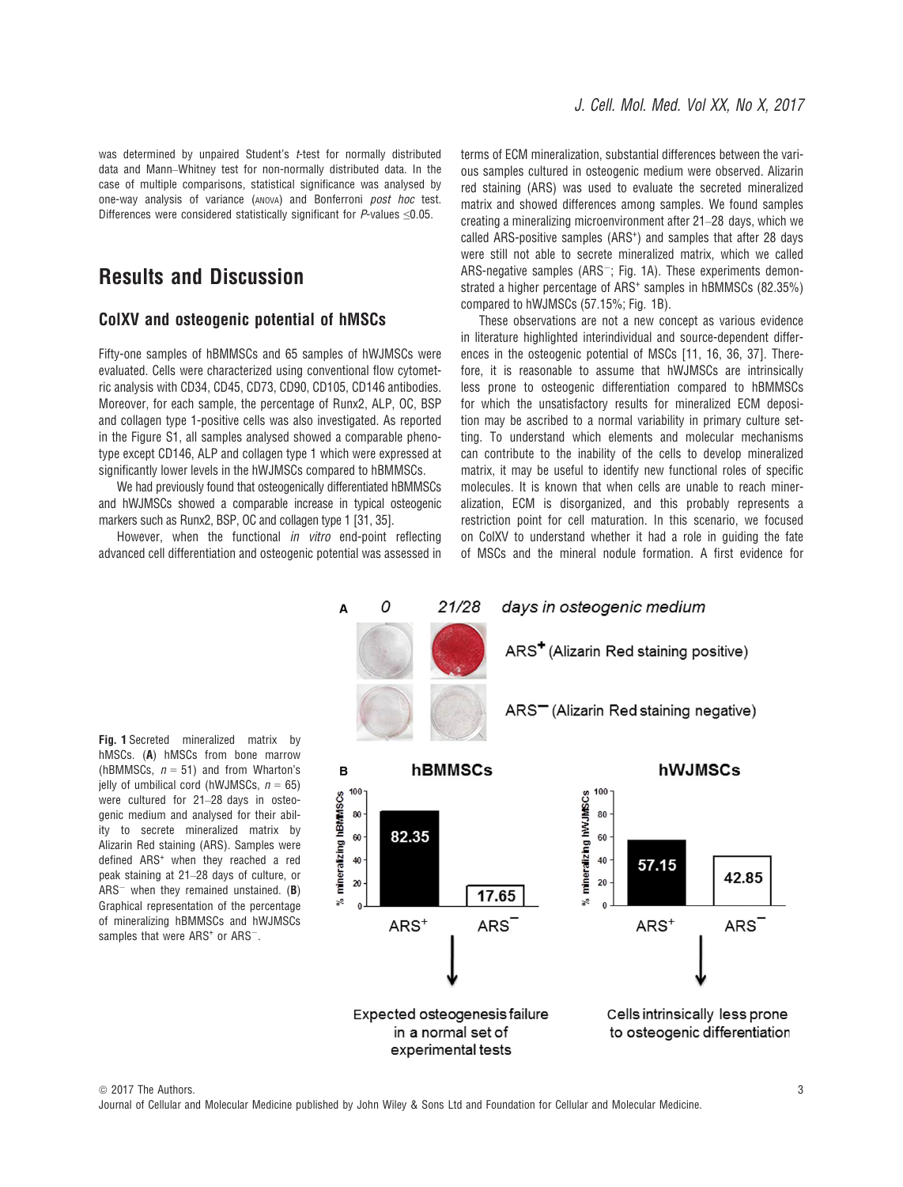was determined by unpaired Student's *t*-test for normally distributed data and Mann–Whitney test for non-normally distributed data. In the case of multiple comparisons, statistical significance was analysed by one-way analysis of variance (ANOVA) and Bonferroni *post hoc* test. Differences were considered statistically significant for *P*-values ≤0.05.

## Results and Discussion

### ColXV and osteogenic potential of hMSCs

Fifty-one samples of hBMMSCs and 65 samples of hWJMSCs were evaluated. Cells were characterized using conventional flow cytometric analysis with CD34, CD45, CD73, CD90, CD105, CD146 antibodies. Moreover, for each sample, the percentage of Runx2, ALP, OC, BSP and collagen type 1-positive cells was also investigated. As reported in the Figure S1, all samples analysed showed a comparable phenotype except CD146, ALP and collagen type 1 which were expressed at significantly lower levels in the hWJMSCs compared to hBMMSCs.

We had previously found that osteogenically differentiated hBMMSCs and hWJMSCs showed a comparable increase in typical osteogenic markers such as Runx2, BSP, OC and collagen type 1 [31, 35].

However, when the functional *in vitro* end-point reflecting advanced cell differentiation and osteogenic potential was assessed in terms of ECM mineralization, substantial differences between the various samples cultured in osteogenic medium were observed. Alizarin red staining (ARS) was used to evaluate the secreted mineralized matrix and showed differences among samples. We found samples creating a mineralizing microenvironment after 21–28 days, which we called ARS-positive samples (ARS$^+$) and samples that after 28 days were still not able to secrete mineralized matrix, which we called ARS-negative samples (ARS$^-$; Fig. 1A). These experiments demonstrated a higher percentage of ARS$^+$ samples in hBMMSCs (82.35%) compared to hWJMSCs (57.15%; Fig. 1B).

These observations are not a new concept as various evidence in literature highlighted interindividual and source-dependent differences in the osteogenic potential of MSCs [11, 16, 36, 37]. Therefore, it is reasonable to assume that hWJMSCs are intrinsically less prone to osteogenic differentiation compared to hBMMSCs for which the unsatisfactory results for mineralized ECM deposition may be ascribed to a normal variability in primary culture setting. To understand which elements and molecular mechanisms can contribute to the inability of the cells to develop mineralized matrix, it may be useful to identify new functional roles of specific molecules. It is known that when cells are unable to reach mineralization, ECM is disorganized, and this probably represents a restriction point for cell maturation. In this scenario, we focused on ColXV to understand whether it had a role in guiding the fate of MSCs and the mineral nodule formation. A first evidence for

**Fig. 1** Secreted mineralized matrix by hMSCs. (**A**) hMSCs from bone marrow (hBMMSCs, $n = 51$) and from Wharton's jelly of umbilical cord (hWJMSCs, $n = 65$) were cultured for 21–28 days in osteogenic medium and analysed for their ability to secrete mineralized matrix by Alizarin Red staining (ARS). Samples were defined ARS$^+$ when they reached a red peak staining at 21–28 days of culture, or ARS$^-$ when they remained unstained. (**B**) Graphical representation of the percentage of mineralizing hBMMSCs and hWJMSCs samples that were ARS$^+$ or ARS$^-$.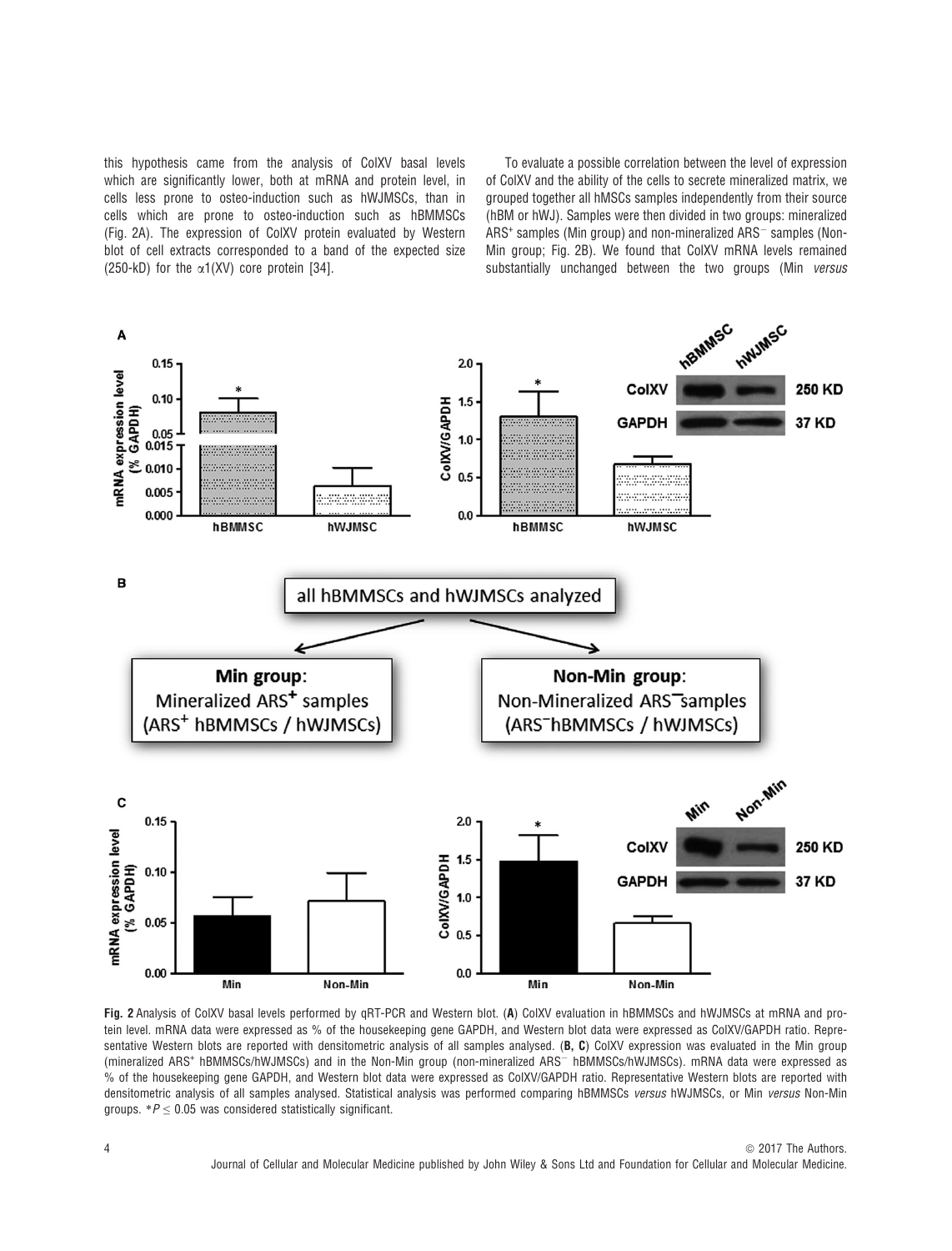this hypothesis came from the analysis of ColXV basal levels which are significantly lower, both at mRNA and protein level, in cells less prone to osteo-induction such as hWJMSCs, than in cells which are prone to osteo-induction such as hBMMSCs (Fig. 2A). The expression of ColXV protein evaluated by Western blot of cell extracts corresponded to a band of the expected size (250-kD) for the α1(XV) core protein [34].

To evaluate a possible correlation between the level of expression of ColXV and the ability of the cells to secrete mineralized matrix, we grouped together all hMSCs samples independently from their source (hBM or hWJ). Samples were then divided in two groups: mineralized ARS$^+$ samples (Min group) and non-mineralized ARS$^-$ samples (Non-Min group; Fig. 2B). We found that ColXV mRNA levels remained substantially unchanged between the two groups (Min *versus*

**Fig. 2** Analysis of ColXV basal levels performed by qRT-PCR and Western blot. (**A**) ColXV evaluation in hBMMSCs and hWJMSCs at mRNA and protein level. mRNA data were expressed as % of the housekeeping gene GAPDH, and Western blot data were expressed as ColXV/GAPDH ratio. Representative Western blots are reported with densitometric analysis of all samples analysed. (**B, C**) ColXV expression was evaluated in the Min group (mineralized ARS$^+$ hBMMSCs/hWJMSCs) and in the Non-Min group (non-mineralized ARS$^-$ hBMMSCs/hWJMSCs). mRNA data were expressed as % of the housekeeping gene GAPDH, and Western blot data were expressed as ColXV/GAPDH ratio. Representative Western blots are reported with densitometric analysis of all samples analysed. Statistical analysis was performed comparing hBMMSCs *versus* hWJMSCs, or Min *versus* Non-Min groups. *$P \leq 0.05$ was considered statistically significant.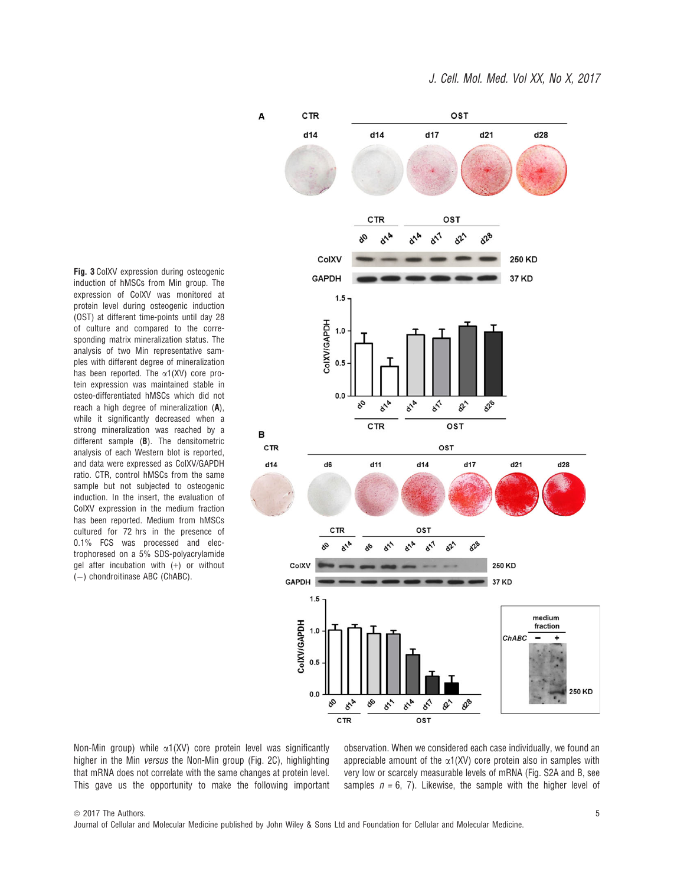**Fig. 3** ColXV expression during osteogenic induction of hMSCs from Min group. The expression of ColXV was monitored at protein level during osteogenic induction (OST) at different time-points until day 28 of culture and compared to the corresponding matrix mineralization status. The analysis of two Min representative samples with different degree of mineralization has been reported. The α1(XV) core protein expression was maintained stable in osteo-differentiated hMSCs which did not reach a high degree of mineralization (**A**), while it significantly decreased when a strong mineralization was reached by a different sample (**B**). The densitometric analysis of each Western blot is reported, and data were expressed as ColXV/GAPDH ratio. CTR, control hMSCs from the same sample but not subjected to osteogenic induction. In the insert, the evaluation of ColXV expression in the medium fraction has been reported. Medium from hMSCs cultured for 72 hrs in the presence of 0.1% FCS was processed and electrophoresed on a 5% SDS-polyacrylamide gel after incubation with (+) or without (−) chondroitinase ABC (ChABC).

Non-Min group) while α1(XV) core protein level was significantly higher in the Min *versus* the Non-Min group (Fig. 2C), highlighting that mRNA does not correlate with the same changes at protein level. This gave us the opportunity to make the following important observation. When we considered each case individually, we found an appreciable amount of the α1(XV) core protein also in samples with very low or scarcely measurable levels of mRNA (Fig. S2A and B, see samples $n = 6, 7$). Likewise, the sample with the higher level of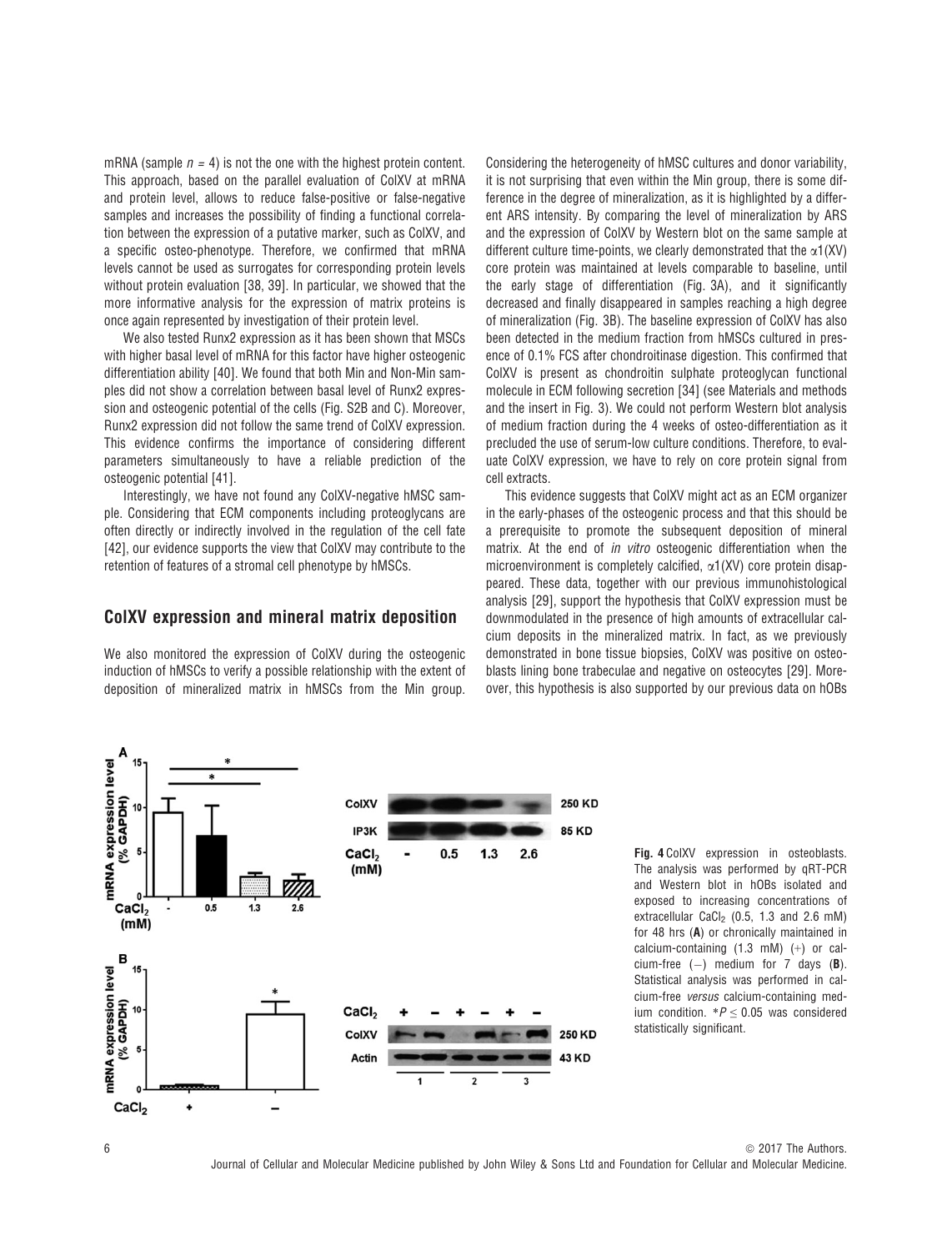mRNA (sample $n = 4$) is not the one with the highest protein content. This approach, based on the parallel evaluation of ColXV at mRNA and protein level, allows to reduce false-positive or false-negative samples and increases the possibility of finding a functional correlation between the expression of a putative marker, such as ColXV, and a specific osteo-phenotype. Therefore, we confirmed that mRNA levels cannot be used as surrogates for corresponding protein levels without protein evaluation [38, 39]. In particular, we showed that the more informative analysis for the expression of matrix proteins is once again represented by investigation of their protein level.

We also tested Runx2 expression as it has been shown that MSCs with higher basal level of mRNA for this factor have higher osteogenic differentiation ability [40]. We found that both Min and Non-Min samples did not show a correlation between basal level of Runx2 expression and osteogenic potential of the cells (Fig. S2B and C). Moreover, Runx2 expression did not follow the same trend of ColXV expression. This evidence confirms the importance of considering different parameters simultaneously to have a reliable prediction of the osteogenic potential [41].

Interestingly, we have not found any ColXV-negative hMSC sample. Considering that ECM components including proteoglycans are often directly or indirectly involved in the regulation of the cell fate [42], our evidence supports the view that ColXV may contribute to the retention of features of a stromal cell phenotype by hMSCs.

## ColXV expression and mineral matrix deposition

We also monitored the expression of ColXV during the osteogenic induction of hMSCs to verify a possible relationship with the extent of deposition of mineralized matrix in hMSCs from the Min group. Considering the heterogeneity of hMSC cultures and donor variability, it is not surprising that even within the Min group, there is some difference in the degree of mineralization, as it is highlighted by a different ARS intensity. By comparing the level of mineralization by ARS and the expression of ColXV by Western blot on the same sample at different culture time-points, we clearly demonstrated that the $\alpha1$(XV) core protein was maintained at levels comparable to baseline, until the early stage of differentiation (Fig. 3A), and it significantly decreased and finally disappeared in samples reaching a high degree of mineralization (Fig. 3B). The baseline expression of ColXV has also been detected in the medium fraction from hMSCs cultured in presence of 0.1% FCS after chondroitinase digestion. This confirmed that ColXV is present as chondroitin sulphate proteoglycan functional molecule in ECM following secretion [34] (see Materials and methods and the insert in Fig. 3). We could not perform Western blot analysis of medium fraction during the 4 weeks of osteo-differentiation as it precluded the use of serum-low culture conditions. Therefore, to evaluate ColXV expression, we have to rely on core protein signal from cell extracts.

This evidence suggests that ColXV might act as an ECM organizer in the early-phases of the osteogenic process and that this should be a prerequisite to promote the subsequent deposition of mineral matrix. At the end of *in vitro* osteogenic differentiation when the microenvironment is completely calcified, $\alpha1$(XV) core protein disappeared. These data, together with our previous immunohistological analysis [29], support the hypothesis that ColXV expression must be downmodulated in the presence of high amounts of extracellular calcium deposits in the mineralized matrix. In fact, as we previously demonstrated in bone tissue biopsies, ColXV was positive on osteoblasts lining bone trabeculae and negative on osteocytes [29]. Moreover, this hypothesis is also supported by our previous data on hOBs

**Fig. 4** ColXV expression in osteoblasts. The analysis was performed by qRT-PCR and Western blot in hOBs isolated and exposed to increasing concentrations of extracellular $CaCl_2$ (0.5, 1.3 and 2.6 mM) for 48 hrs (**A**) or chronically maintained in calcium-containing (1.3 mM) (+) or calcium-free (−) medium for 7 days (**B**). Statistical analysis was performed in calcium-free *versus* calcium-containing medium condition. $*P \leq 0.05$ was considered statistically significant.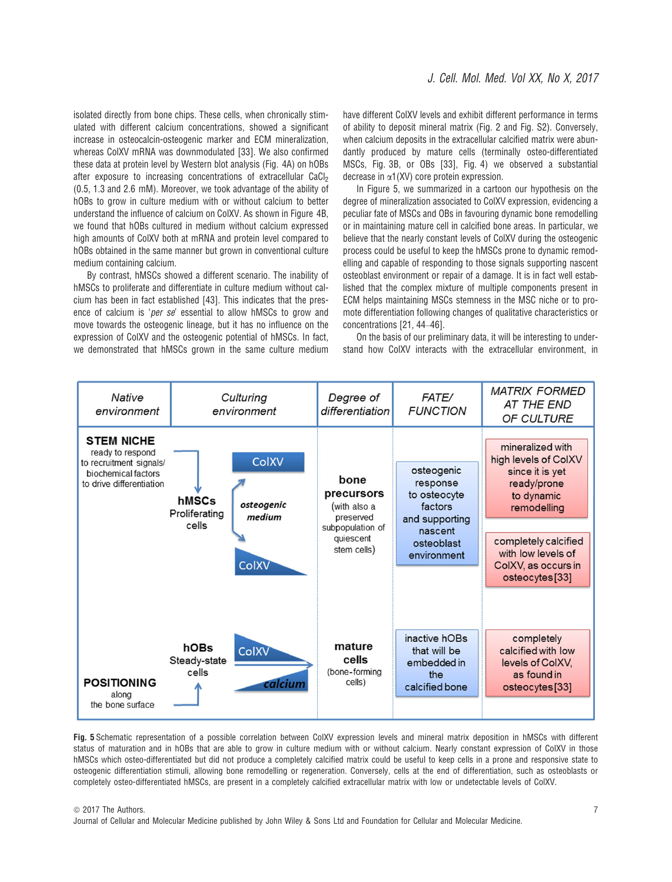isolated directly from bone chips. These cells, when chronically stimulated with different calcium concentrations, showed a significant increase in osteocalcin-osteogenic marker and ECM mineralization, whereas ColXV mRNA was downmodulated [33]. We also confirmed these data at protein level by Western blot analysis (Fig. 4A) on hOBs after exposure to increasing concentrations of extracellular $CaCl_2$ (0.5, 1.3 and 2.6 mM). Moreover, we took advantage of the ability of hOBs to grow in culture medium with or without calcium to better understand the influence of calcium on ColXV. As shown in Figure 4B, we found that hOBs cultured in medium without calcium expressed high amounts of ColXV both at mRNA and protein level compared to hOBs obtained in the same manner but grown in conventional culture medium containing calcium.

By contrast, hMSCs showed a different scenario. The inability of hMSCs to proliferate and differentiate in culture medium without calcium has been in fact established [43]. This indicates that the presence of calcium is '*per se*' essential to allow hMSCs to grow and move towards the osteogenic lineage, but it has no influence on the expression of ColXV and the osteogenic potential of hMSCs. In fact, we demonstrated that hMSCs grown in the same culture medium have different ColXV levels and exhibit different performance in terms of ability to deposit mineral matrix (Fig. 2 and Fig. S2). Conversely, when calcium deposits in the extracellular calcified matrix were abundantly produced by mature cells (terminally osteo-differentiated MSCs, Fig. 3B, or OBs [33], Fig. 4) we observed a substantial decrease in $\alpha1$(XV) core protein expression.

In Figure 5, we summarized in a cartoon our hypothesis on the degree of mineralization associated to ColXV expression, evidencing a peculiar fate of MSCs and OBs in favouring dynamic bone remodelling or in maintaining mature cell in calcified bone areas. In particular, we believe that the nearly constant levels of ColXV during the osteogenic process could be useful to keep the hMSCs prone to dynamic remodelling and capable of responding to those signals supporting nascent osteoblast environment or repair of a damage. It is in fact well established that the complex mixture of multiple components present in ECM helps maintaining MSCs stemness in the MSC niche or to promote differentiation following changes of qualitative characteristics or concentrations [21, 44–46].

On the basis of our preliminary data, it will be interesting to understand how ColXV interacts with the extracellular environment, in

| Native environment | Culturing environment | Degree of differentiation | FATE/ FUNCTION | MATRIX FORMED AT THE END OF CULTURE |
|---|---|---|---|---|
| **STEM NICHE** ready to respond to recruitment signals/ biochemical factors to drive differentiation | **hMSCs** Proliferating cells; *osteogenic medium*; ColXV; ColXV | **bone precursors** (with also a preserved subpopulation of quiescent stem cells) | osteogenic response to osteocyte factors and supporting nascent osteoblast environment | mineralized with high levels of ColXV since it is yet ready/prone to dynamic remodelling; completely calcified with low levels of ColXV, as occurs in osteocytes[33] |
| **POSITIONING** along the bone surface | **hOBs** Steady-state cells; ColXV; *calcium* | **mature cells** (bone-forming cells) | inactive hOBs that will be embedded in the calcified bone | completely calcified with low levels of ColXV, as found in osteocytes[33] |

**Fig. 5** Schematic representation of a possible correlation between ColXV expression levels and mineral matrix deposition in hMSCs with different status of maturation and in hOBs that are able to grow in culture medium with or without calcium. Nearly constant expression of ColXV in those hMSCs which osteo-differentiated but did not produce a completely calcified matrix could be useful to keep cells in a prone and responsive state to osteogenic differentiation stimuli, allowing bone remodelling or regeneration. Conversely, cells at the end of differentiation, such as osteoblasts or completely osteo-differentiated hMSCs, are present in a completely calcified extracellular matrix with low or undetectable levels of ColXV.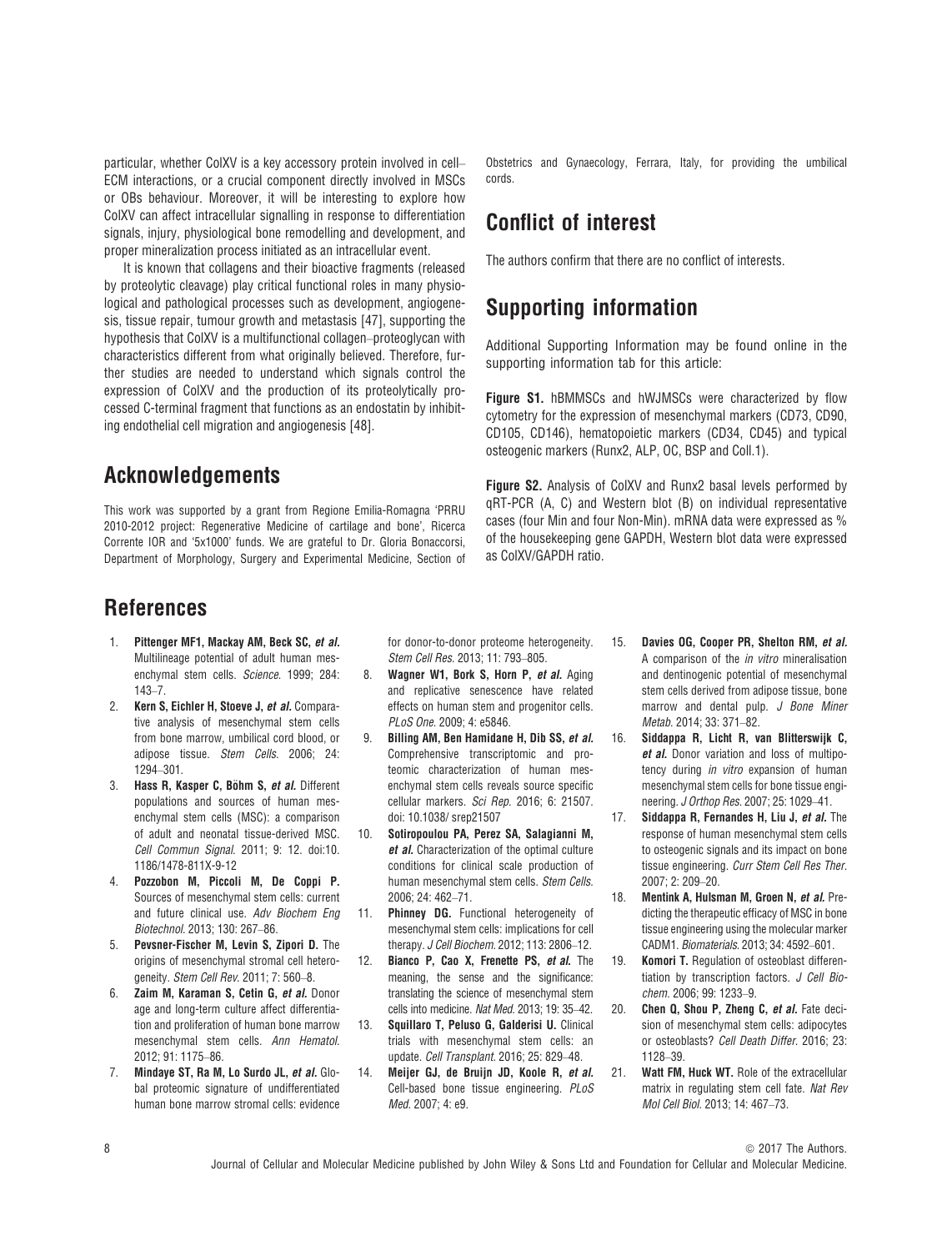particular, whether ColXV is a key accessory protein involved in cell–ECM interactions, or a crucial component directly involved in MSCs or OBs behaviour. Moreover, it will be interesting to explore how ColXV can affect intracellular signalling in response to differentiation signals, injury, physiological bone remodelling and development, and proper mineralization process initiated as an intracellular event.

It is known that collagens and their bioactive fragments (released by proteolytic cleavage) play critical functional roles in many physiological and pathological processes such as development, angiogenesis, tissue repair, tumour growth and metastasis [47], supporting the hypothesis that ColXV is a multifunctional collagen–proteoglycan with characteristics different from what originally believed. Therefore, further studies are needed to understand which signals control the expression of ColXV and the production of its proteolytically processed C-terminal fragment that functions as an endostatin by inhibiting endothelial cell migration and angiogenesis [48].

## Acknowledgements

This work was supported by a grant from Regione Emilia-Romagna 'PRRU 2010-2012 project: Regenerative Medicine of cartilage and bone', Ricerca Corrente IOR and '5x1000' funds. We are grateful to Dr. Gloria Bonaccorsi, Department of Morphology, Surgery and Experimental Medicine, Section of Obstetrics and Gynaecology, Ferrara, Italy, for providing the umbilical cords.

## Conflict of interest

The authors confirm that there are no conflict of interests.

## Supporting information

Additional Supporting Information may be found online in the supporting information tab for this article:

**Figure S1.** hBMMSCs and hWJMSCs were characterized by flow cytometry for the expression of mesenchymal markers (CD73, CD90, CD105, CD146), hematopoietic markers (CD34, CD45) and typical osteogenic markers (Runx2, ALP, OC, BSP and Coll.1).

**Figure S2.** Analysis of ColXV and Runx2 basal levels performed by qRT-PCR (A, C) and Western blot (B) on individual representative cases (four Min and four Non-Min). mRNA data were expressed as % of the housekeeping gene GAPDH, Western blot data were expressed as ColXV/GAPDH ratio.

## References

1. **Pittenger MF1, Mackay AM, Beck SC, *et al.*** Multilineage potential of adult human mesenchymal stem cells. *Science.* 1999; 284: 143–7.
2. **Kern S, Eichler H, Stoeve J, *et al.*** Comparative analysis of mesenchymal stem cells from bone marrow, umbilical cord blood, or adipose tissue. *Stem Cells.* 2006; 24: 1294–301.
3. **Hass R, Kasper C, Böhm S, *et al.*** Different populations and sources of human mesenchymal stem cells (MSC): a comparison of adult and neonatal tissue-derived MSC. *Cell Commun Signal.* 2011; 9: 12. doi:10.1186/1478-811X-9-12
4. **Pozzobon M, Piccoli M, De Coppi P.** Sources of mesenchymal stem cells: current and future clinical use. *Adv Biochem Eng Biotechnol.* 2013; 130: 267–86.
5. **Pevsner-Fischer M, Levin S, Zipori D.** The origins of mesenchymal stromal cell heterogeneity. *Stem Cell Rev.* 2011; 7: 560–8.
6. **Zaim M, Karaman S, Cetin G, *et al.*** Donor age and long-term culture affect differentiation and proliferation of human bone marrow mesenchymal stem cells. *Ann Hematol.* 2012; 91: 1175–86.
7. **Mindaye ST, Ra M, Lo Surdo JL, *et al.*** Global proteomic signature of undifferentiated human bone marrow stromal cells: evidence for donor-to-donor proteome heterogeneity. *Stem Cell Res.* 2013; 11: 793–805.
8. **Wagner W1, Bork S, Horn P, *et al.*** Aging and replicative senescence have related effects on human stem and progenitor cells. *PLoS One.* 2009; 4: e5846.
9. **Billing AM, Ben Hamidane H, Dib SS, *et al.*** Comprehensive transcriptomic and proteomic characterization of human mesenchymal stem cells reveals source specific cellular markers. *Sci Rep.* 2016; 6: 21507. doi: 10.1038/ srep21507
10. **Sotiropoulou PA, Perez SA, Salagianni M, *et al.*** Characterization of the optimal culture conditions for clinical scale production of human mesenchymal stem cells. *Stem Cells.* 2006; 24: 462–71.
11. **Phinney DG.** Functional heterogeneity of mesenchymal stem cells: implications for cell therapy. *J Cell Biochem.* 2012; 113: 2806–12.
12. **Bianco P, Cao X, Frenette PS, *et al.*** The meaning, the sense and the significance: translating the science of mesenchymal stem cells into medicine. *Nat Med.* 2013; 19: 35–42.
13. **Squillaro T, Peluso G, Galderisi U.** Clinical trials with mesenchymal stem cells: an update. *Cell Transplant.* 2016; 25: 829–48.
14. **Meijer GJ, de Bruijn JD, Koole R, *et al.*** Cell-based bone tissue engineering. *PLoS Med.* 2007; 4: e9.
15. **Davies OG, Cooper PR, Shelton RM, *et al.*** A comparison of the *in vitro* mineralisation and dentinogenic potential of mesenchymal stem cells derived from adipose tissue, bone marrow and dental pulp. *J Bone Miner Metab.* 2014; 33: 371–82.
16. **Siddappa R, Licht R, van Blitterswijk C, *et al.*** Donor variation and loss of multipotency during *in vitro* expansion of human mesenchymal stem cells for bone tissue engineering. *J Orthop Res.* 2007; 25: 1029–41.
17. **Siddappa R, Fernandes H, Liu J, *et al.*** The response of human mesenchymal stem cells to osteogenic signals and its impact on bone tissue engineering. *Curr Stem Cell Res Ther.* 2007; 2: 209–20.
18. **Mentink A, Hulsman M, Groen N, *et al.*** Predicting the therapeutic efficacy of MSC in bone tissue engineering using the molecular marker CADM1. *Biomaterials.* 2013; 34: 4592–601.
19. **Komori T.** Regulation of osteoblast differentiation by transcription factors. *J Cell Biochem.* 2006; 99: 1233–9.
20. **Chen Q, Shou P, Zheng C, *et al.*** Fate decision of mesenchymal stem cells: adipocytes or osteoblasts? *Cell Death Differ.* 2016; 23: 1128–39.
21. **Watt FM, Huck WT.** Role of the extracellular matrix in regulating stem cell fate. *Nat Rev Mol Cell Biol.* 2013; 14: 467–73.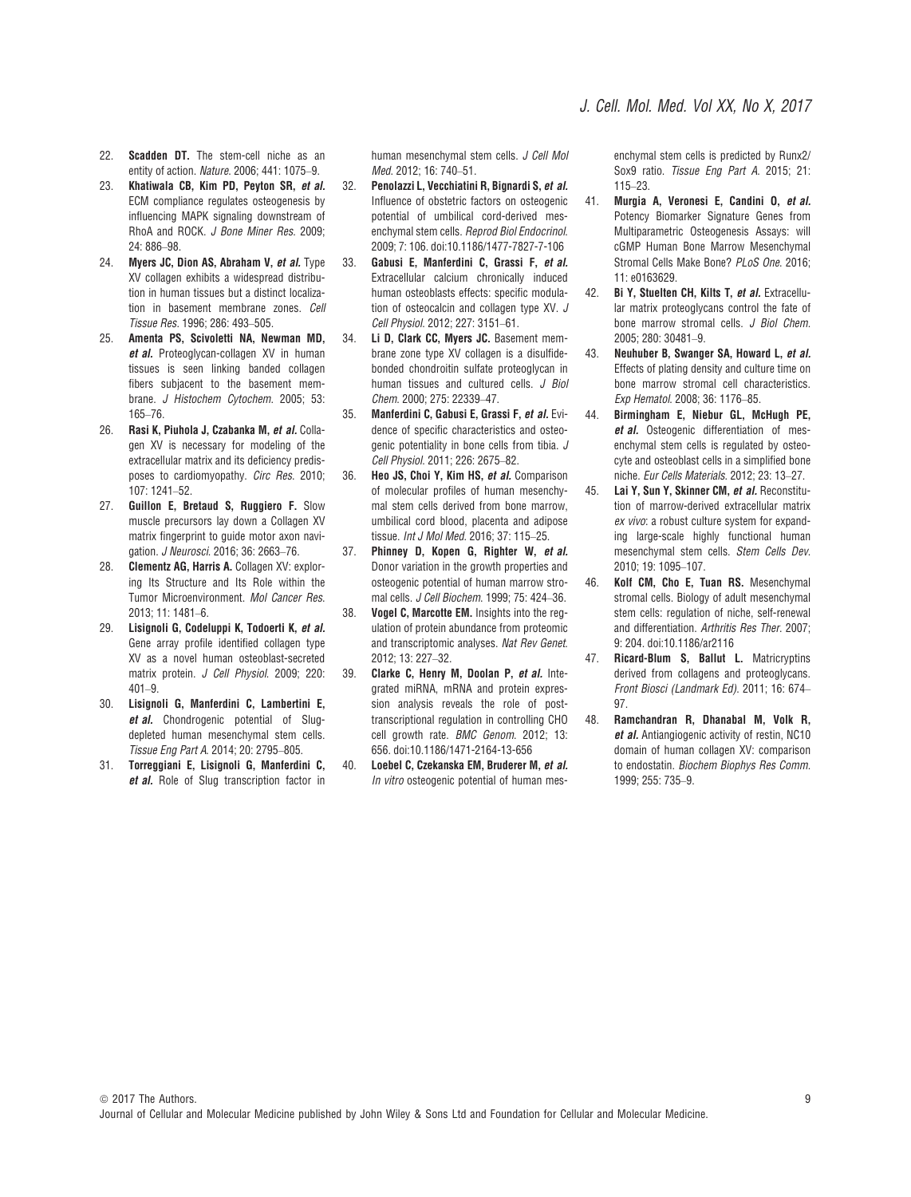22. **Scadden DT.** The stem-cell niche as an entity of action. *Nature.* 2006; 441: 1075–9.
23. **Khatiwala CB, Kim PD, Peyton SR, *et al.*** ECM compliance regulates osteogenesis by influencing MAPK signaling downstream of RhoA and ROCK. *J Bone Miner Res.* 2009; 24: 886–98.
24. **Myers JC, Dion AS, Abraham V, *et al.*** Type XV collagen exhibits a widespread distribution in human tissues but a distinct localization in basement membrane zones. *Cell Tissue Res.* 1996; 286: 493–505.
25. **Amenta PS, Scivoletti NA, Newman MD, *et al.*** Proteoglycan-collagen XV in human tissues is seen linking banded collagen fibers subjacent to the basement membrane. *J Histochem Cytochem.* 2005; 53: 165–76.
26. **Rasi K, Piuhola J, Czabanka M, *et al.*** Collagen XV is necessary for modeling of the extracellular matrix and its deficiency predisposes to cardiomyopathy. *Circ Res.* 2010; 107: 1241–52.
27. **Guillon E, Bretaud S, Ruggiero F.** Slow muscle precursors lay down a Collagen XV matrix fingerprint to guide motor axon navigation. *J Neurosci.* 2016; 36: 2663–76.
28. **Clementz AG, Harris A.** Collagen XV: exploring Its Structure and Its Role within the Tumor Microenvironment. *Mol Cancer Res.* 2013; 11: 1481–6.
29. **Lisignoli G, Codeluppi K, Todoerti K, *et al.*** Gene array profile identified collagen type XV as a novel human osteoblast-secreted matrix protein. *J Cell Physiol.* 2009; 220: 401–9.
30. **Lisignoli G, Manferdini C, Lambertini E, *et al.*** Chondrogenic potential of Slug-depleted human mesenchymal stem cells. *Tissue Eng Part A.* 2014; 20: 2795–805.
31. **Torreggiani E, Lisignoli G, Manferdini C, *et al.*** Role of Slug transcription factor in human mesenchymal stem cells. *J Cell Mol Med.* 2012; 16: 740–51.
32. **Penolazzi L, Vecchiatini R, Bignardi S, *et al.*** Influence of obstetric factors on osteogenic potential of umbilical cord-derived mesenchymal stem cells. *Reprod Biol Endocrinol.* 2009; 7: 106. doi:10.1186/1477-7827-7-106
33. **Gabusi E, Manferdini C, Grassi F, *et al.*** Extracellular calcium chronically induced human osteoblasts effects: specific modulation of osteocalcin and collagen type XV. *J Cell Physiol.* 2012; 227: 3151–61.
34. **Li D, Clark CC, Myers JC.** Basement membrane zone type XV collagen is a disulfide-bonded chondroitin sulfate proteoglycan in human tissues and cultured cells. *J Biol Chem.* 2000; 275: 22339–47.
35. **Manferdini C, Gabusi E, Grassi F, *et al.*** Evidence of specific characteristics and osteogenic potentiality in bone cells from tibia. *J Cell Physiol.* 2011; 226: 2675–82.
36. **Heo JS, Choi Y, Kim HS, *et al.*** Comparison of molecular profiles of human mesenchymal stem cells derived from bone marrow, umbilical cord blood, placenta and adipose tissue. *Int J Mol Med.* 2016; 37: 115–25.
37. **Phinney D, Kopen G, Righter W, *et al.*** Donor variation in the growth properties and osteogenic potential of human marrow stromal cells. *J Cell Biochem.* 1999; 75: 424–36.
38. **Vogel C, Marcotte EM.** Insights into the regulation of protein abundance from proteomic and transcriptomic analyses. *Nat Rev Genet.* 2012; 13: 227–32.
39. **Clarke C, Henry M, Doolan P, *et al.*** Integrated miRNA, mRNA and protein expression analysis reveals the role of post-transcriptional regulation in controlling CHO cell growth rate. *BMC Genom.* 2012; 13: 656. doi:10.1186/1471-2164-13-656
40. **Loebel C, Czekanska EM, Bruderer M, *et al.*** *In vitro* osteogenic potential of human mesenchymal stem cells is predicted by Runx2/Sox9 ratio. *Tissue Eng Part A.* 2015; 21: 115–23.
41. **Murgia A, Veronesi E, Candini O, *et al.*** Potency Biomarker Signature Genes from Multiparametric Osteogenesis Assays: will cGMP Human Bone Marrow Mesenchymal Stromal Cells Make Bone? *PLoS One.* 2016; 11: e0163629.
42. **Bi Y, Stuelten CH, Kilts T, *et al.*** Extracellular matrix proteoglycans control the fate of bone marrow stromal cells. *J Biol Chem.* 2005; 280: 30481–9.
43. **Neuhuber B, Swanger SA, Howard L, *et al.*** Effects of plating density and culture time on bone marrow stromal cell characteristics. *Exp Hematol.* 2008; 36: 1176–85.
44. **Birmingham E, Niebur GL, McHugh PE, *et al.*** Osteogenic differentiation of mesenchymal stem cells is regulated by osteocyte and osteoblast cells in a simplified bone niche. *Eur Cells Materials.* 2012; 23: 13–27.
45. **Lai Y, Sun Y, Skinner CM, *et al.*** Reconstitution of marrow-derived extracellular matrix *ex vivo*: a robust culture system for expanding large-scale highly functional human mesenchymal stem cells. *Stem Cells Dev.* 2010; 19: 1095–107.
46. **Kolf CM, Cho E, Tuan RS.** Mesenchymal stromal cells. Biology of adult mesenchymal stem cells: regulation of niche, self-renewal and differentiation. *Arthritis Res Ther.* 2007; 9: 204. doi:10.1186/ar2116
47. **Ricard-Blum S, Ballut L.** Matricryptins derived from collagens and proteoglycans. *Front Biosci (Landmark Ed).* 2011; 16: 674–97.
48. **Ramchandran R, Dhanabal M, Volk R, *et al.*** Antiangiogenic activity of restin, NC10 domain of human collagen XV: comparison to endostatin. *Biochem Biophys Res Comm.* 1999; 255: 735–9.

© 2017 The Authors.
Journal of Cellular and Molecular Medicine published by John Wiley & Sons Ltd and Foundation for Cellular and Molecular Medicine.